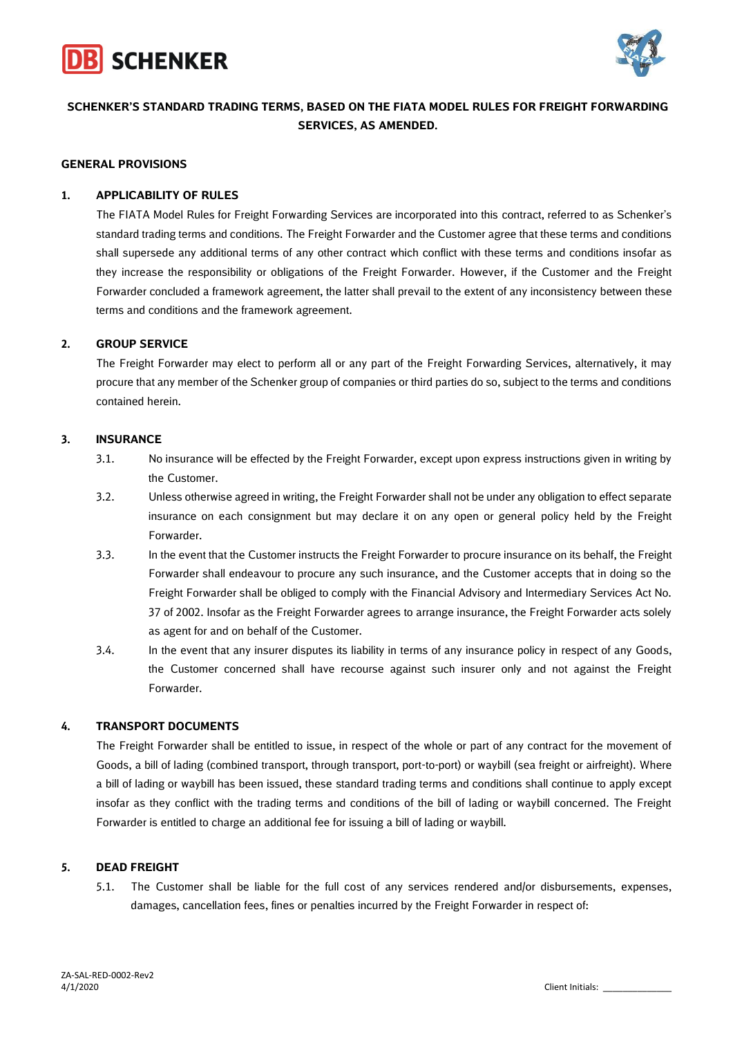# SCHENKER'S STANDARD TRADING TERMS, BASED ON THE FIATA MODEL RULES FOR FREIGHT FORWARDING SERVICES, AS AMENDED.

## GENERAL PROVISIONS

### 1. APPLICABILITY OF RULES

The FIATA Model Rules for Freight Forwarding Services are incorporated into this contract, referred to as Schenker's standard trading terms and conditions. The Freight Forwarder and the Customer agree that these terms and conditions shall supersede any additional terms of any other contract which conflict with these terms and conditions insofar as they increase the responsibility or obligations of the Freight Forwarder. However, if the Customer and the Freight Forwarder concluded a framework agreement, the latter shall prevail to the extent of any inconsistency between these terms and conditions and the framework agreement.

### 2. GROUP SERVICE

The Freight Forwarder may elect to perform all or any part of the Freight Forwarding Services, alternatively, it may procure that any member of the Schenker group of companies or third parties do so, subject to the terms and conditions contained herein.

### 3. INSURANCE

3.1. No insurance will be effected by the Freight Forwarder, except upon express instructions given in writing by the Customer.

3.2. Unless otherwise agreed in writing, the Freight Forwarder shall not be under any obligation to effect separate insurance on each consignment but may declare it on any open or general policy held by the Freight Forwarder.

3.3. In the event that the Customer instructs the Freight Forwarder to procure insurance on its behalf, the Freight Forwarder shall endeavour to procure any such insurance, and the Customer accepts that in doing so the Freight Forwarder shall be obliged to comply with the Financial Advisory and Intermediary Services Act No. 37 of 2002. Insofar as the Freight Forwarder agrees to arrange insurance, the Freight Forwarder acts solely as agent for and on behalf of the Customer.

3.4. In the event that any insurer disputes its liability in terms of any insurance policy in respect of any Goods, the Customer concerned shall have recourse against such insurer only and not against the Freight Forwarder.

### 4. TRANSPORT DOCUMENTS

The Freight Forwarder shall be entitled to issue, in respect of the whole or part of any contract for the movement of Goods, a bill of lading (combined transport, through transport, port-to-port) or waybill (sea freight or airfreight). Where a bill of lading or waybill has been issued, these standard trading terms and conditions shall continue to apply except insofar as they conflict with the trading terms and conditions of the bill of lading or waybill concerned. The Freight Forwarder is entitled to charge an additional fee for issuing a bill of lading or waybill.

### 5. DEAD FREIGHT

5.1. The Customer shall be liable for the full cost of any services rendered and/or disbursements, expenses, damages, cancellation fees, fines or penalties incurred by the Freight Forwarder in respect of: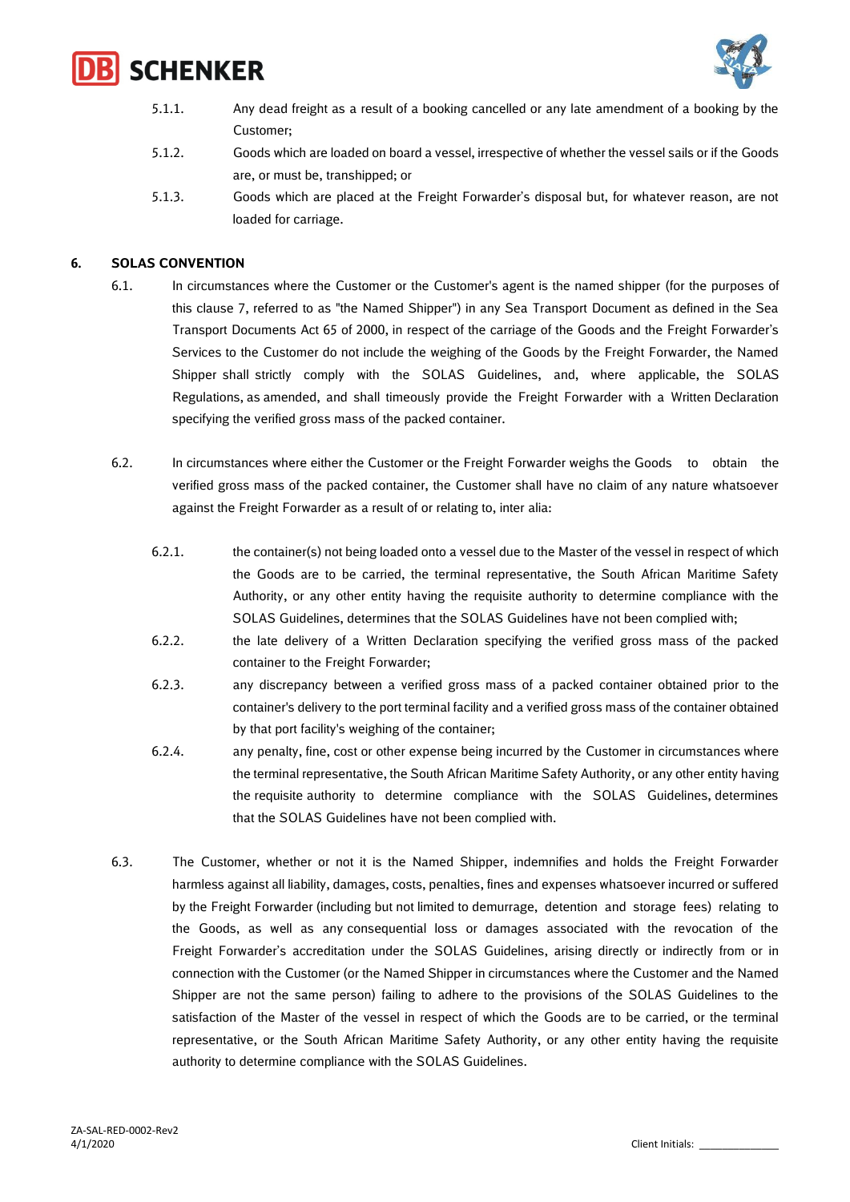5.1.1. Any dead freight as a result of a booking cancelled or any late amendment of a booking by the Customer;

5.1.2. Goods which are loaded on board a vessel, irrespective of whether the vessel sails or if the Goods are, or must be, transhipped; or

5.1.3. Goods which are placed at the Freight Forwarder's disposal but, for whatever reason, are not loaded for carriage.

## 6. SOLAS CONVENTION

6.1. In circumstances where the Customer or the Customer's agent is the named shipper (for the purposes of this clause 7, referred to as "the Named Shipper") in any Sea Transport Document as defined in the Sea Transport Documents Act 65 of 2000, in respect of the carriage of the Goods and the Freight Forwarder's Services to the Customer do not include the weighing of the Goods by the Freight Forwarder, the Named Shipper shall strictly comply with the SOLAS Guidelines, and, where applicable, the SOLAS Regulations, as amended, and shall timeously provide the Freight Forwarder with a Written Declaration specifying the verified gross mass of the packed container.

6.2. In circumstances where either the Customer or the Freight Forwarder weighs the Goods to obtain the verified gross mass of the packed container, the Customer shall have no claim of any nature whatsoever against the Freight Forwarder as a result of or relating to, inter alia:

6.2.1. the container(s) not being loaded onto a vessel due to the Master of the vessel in respect of which the Goods are to be carried, the terminal representative, the South African Maritime Safety Authority, or any other entity having the requisite authority to determine compliance with the SOLAS Guidelines, determines that the SOLAS Guidelines have not been complied with;

6.2.2. the late delivery of a Written Declaration specifying the verified gross mass of the packed container to the Freight Forwarder;

6.2.3. any discrepancy between a verified gross mass of a packed container obtained prior to the container's delivery to the port terminal facility and a verified gross mass of the container obtained by that port facility's weighing of the container;

6.2.4. any penalty, fine, cost or other expense being incurred by the Customer in circumstances where the terminal representative, the South African Maritime Safety Authority, or any other entity having the requisite authority to determine compliance with the SOLAS Guidelines, determines that the SOLAS Guidelines have not been complied with.

6.3. The Customer, whether or not it is the Named Shipper, indemnifies and holds the Freight Forwarder harmless against all liability, damages, costs, penalties, fines and expenses whatsoever incurred or suffered by the Freight Forwarder (including but not limited to demurrage, detention and storage fees) relating to the Goods, as well as any consequential loss or damages associated with the revocation of the Freight Forwarder's accreditation under the SOLAS Guidelines, arising directly or indirectly from or in connection with the Customer (or the Named Shipper in circumstances where the Customer and the Named Shipper are not the same person) failing to adhere to the provisions of the SOLAS Guidelines to the satisfaction of the Master of the vessel in respect of which the Goods are to be carried, or the terminal representative, or the South African Maritime Safety Authority, or any other entity having the requisite authority to determine compliance with the SOLAS Guidelines.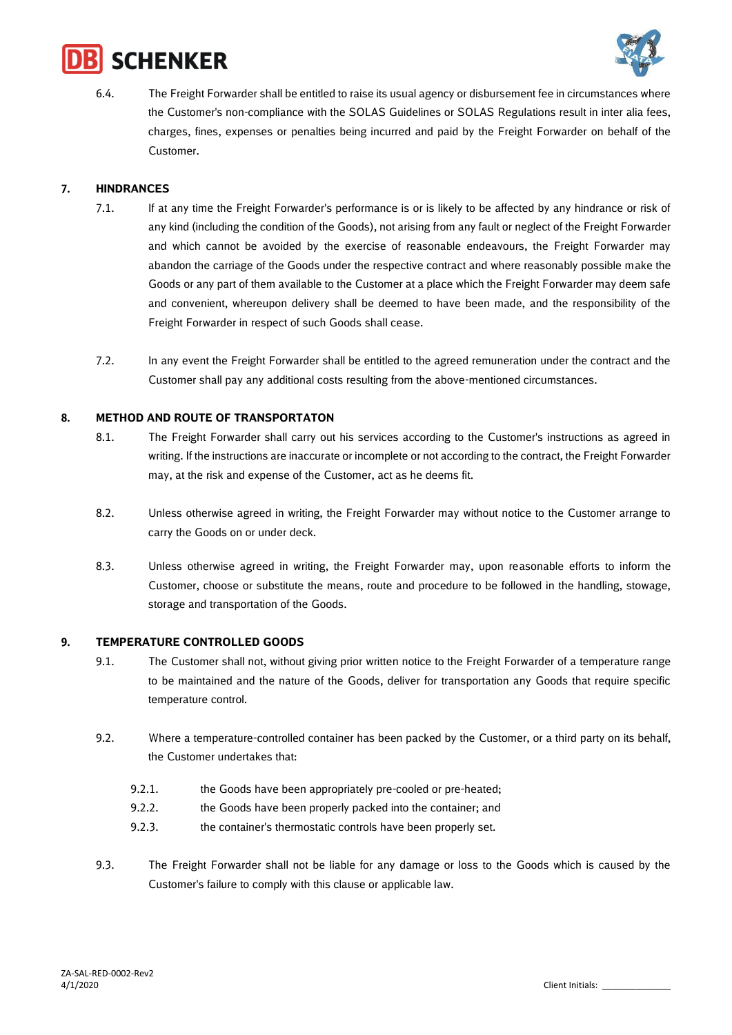6.4. The Freight Forwarder shall be entitled to raise its usual agency or disbursement fee in circumstances where the Customer's non-compliance with the SOLAS Guidelines or SOLAS Regulations result in inter alia fees, charges, fines, expenses or penalties being incurred and paid by the Freight Forwarder on behalf of the Customer.

## 7. HINDRANCES

7.1. If at any time the Freight Forwarder's performance is or is likely to be affected by any hindrance or risk of any kind (including the condition of the Goods), not arising from any fault or neglect of the Freight Forwarder and which cannot be avoided by the exercise of reasonable endeavours, the Freight Forwarder may abandon the carriage of the Goods under the respective contract and where reasonably possible make the Goods or any part of them available to the Customer at a place which the Freight Forwarder may deem safe and convenient, whereupon delivery shall be deemed to have been made, and the responsibility of the Freight Forwarder in respect of such Goods shall cease.

7.2. In any event the Freight Forwarder shall be entitled to the agreed remuneration under the contract and the Customer shall pay any additional costs resulting from the above-mentioned circumstances.

## 8. METHOD AND ROUTE OF TRANSPORTATON

8.1. The Freight Forwarder shall carry out his services according to the Customer's instructions as agreed in writing. If the instructions are inaccurate or incomplete or not according to the contract, the Freight Forwarder may, at the risk and expense of the Customer, act as he deems fit.

8.2. Unless otherwise agreed in writing, the Freight Forwarder may without notice to the Customer arrange to carry the Goods on or under deck.

8.3. Unless otherwise agreed in writing, the Freight Forwarder may, upon reasonable efforts to inform the Customer, choose or substitute the means, route and procedure to be followed in the handling, stowage, storage and transportation of the Goods.

## 9. TEMPERATURE CONTROLLED GOODS

9.1. The Customer shall not, without giving prior written notice to the Freight Forwarder of a temperature range to be maintained and the nature of the Goods, deliver for transportation any Goods that require specific temperature control.

9.2. Where a temperature-controlled container has been packed by the Customer, or a third party on its behalf, the Customer undertakes that:

- 9.2.1. the Goods have been appropriately pre-cooled or pre-heated;
- 9.2.2. the Goods have been properly packed into the container; and
- 9.2.3. the container's thermostatic controls have been properly set.

9.3. The Freight Forwarder shall not be liable for any damage or loss to the Goods which is caused by the Customer's failure to comply with this clause or applicable law.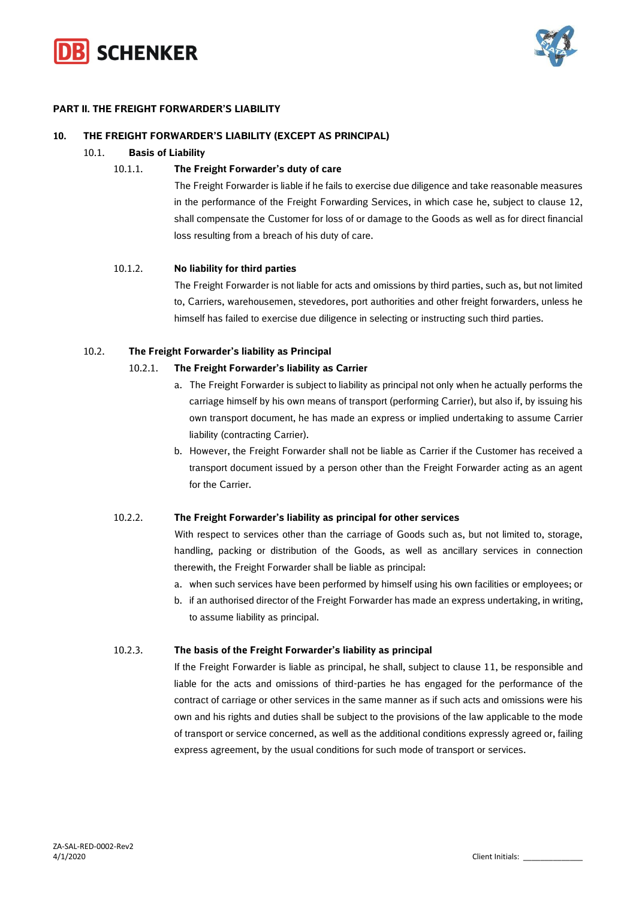## PART II. THE FREIGHT FORWARDER'S LIABILITY

### 10. THE FREIGHT FORWARDER'S LIABILITY (EXCEPT AS PRINCIPAL)

#### 10.1. Basis of Liability

**10.1.1. The Freight Forwarder's duty of care**

The Freight Forwarder is liable if he fails to exercise due diligence and take reasonable measures in the performance of the Freight Forwarding Services, in which case he, subject to clause 12, shall compensate the Customer for loss of or damage to the Goods as well as for direct financial loss resulting from a breach of his duty of care.

**10.1.2. No liability for third parties**

The Freight Forwarder is not liable for acts and omissions by third parties, such as, but not limited to, Carriers, warehousemen, stevedores, port authorities and other freight forwarders, unless he himself has failed to exercise due diligence in selecting or instructing such third parties.

#### 10.2. The Freight Forwarder's liability as Principal

**10.2.1. The Freight Forwarder's liability as Carrier**

a. The Freight Forwarder is subject to liability as principal not only when he actually performs the carriage himself by his own means of transport (performing Carrier), but also if, by issuing his own transport document, he has made an express or implied undertaking to assume Carrier liability (contracting Carrier).

b. However, the Freight Forwarder shall not be liable as Carrier if the Customer has received a transport document issued by a person other than the Freight Forwarder acting as an agent for the Carrier.

**10.2.2. The Freight Forwarder's liability as principal for other services**

With respect to services other than the carriage of Goods such as, but not limited to, storage, handling, packing or distribution of the Goods, as well as ancillary services in connection therewith, the Freight Forwarder shall be liable as principal:

a. when such services have been performed by himself using his own facilities or employees; or

b. if an authorised director of the Freight Forwarder has made an express undertaking, in writing, to assume liability as principal.

**10.2.3. The basis of the Freight Forwarder's liability as principal**

If the Freight Forwarder is liable as principal, he shall, subject to clause 11, be responsible and liable for the acts and omissions of third-parties he has engaged for the performance of the contract of carriage or other services in the same manner as if such acts and omissions were his own and his rights and duties shall be subject to the provisions of the law applicable to the mode of transport or service concerned, as well as the additional conditions expressly agreed or, failing express agreement, by the usual conditions for such mode of transport or services.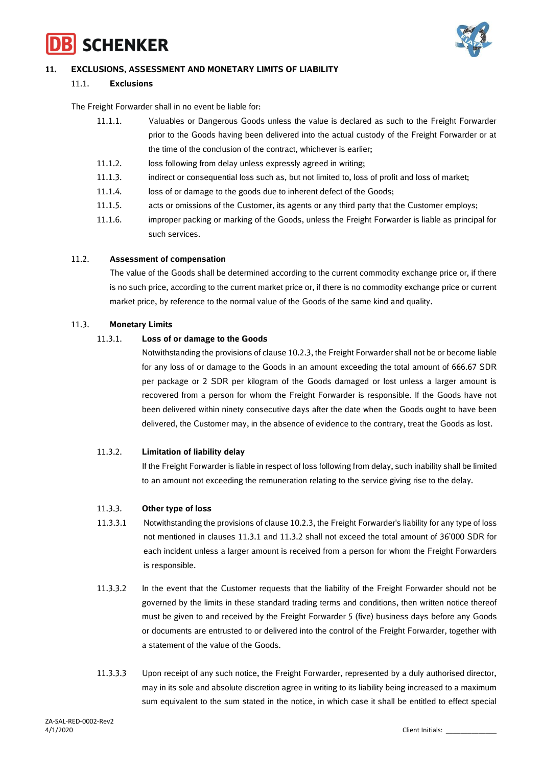## 11. EXCLUSIONS, ASSESSMENT AND MONETARY LIMITS OF LIABILITY

### 11.1. Exclusions

The Freight Forwarder shall in no event be liable for:

- 11.1.1. Valuables or Dangerous Goods unless the value is declared as such to the Freight Forwarder prior to the Goods having been delivered into the actual custody of the Freight Forwarder or at the time of the conclusion of the contract, whichever is earlier;
- 11.1.2. loss following from delay unless expressly agreed in writing;
- 11.1.3. indirect or consequential loss such as, but not limited to, loss of profit and loss of market;
- 11.1.4. loss of or damage to the goods due to inherent defect of the Goods;
- 11.1.5. acts or omissions of the Customer, its agents or any third party that the Customer employs;
- 11.1.6. improper packing or marking of the Goods, unless the Freight Forwarder is liable as principal for such services.

### 11.2. Assessment of compensation

The value of the Goods shall be determined according to the current commodity exchange price or, if there is no such price, according to the current market price or, if there is no commodity exchange price or current market price, by reference to the normal value of the Goods of the same kind and quality.

### 11.3. Monetary Limits

#### 11.3.1. Loss of or damage to the Goods

Notwithstanding the provisions of clause 10.2.3, the Freight Forwarder shall not be or become liable for any loss of or damage to the Goods in an amount exceeding the total amount of 666.67 SDR per package or 2 SDR per kilogram of the Goods damaged or lost unless a larger amount is recovered from a person for whom the Freight Forwarder is responsible. If the Goods have not been delivered within ninety consecutive days after the date when the Goods ought to have been delivered, the Customer may, in the absence of evidence to the contrary, treat the Goods as lost.

#### 11.3.2. Limitation of liability delay

If the Freight Forwarder is liable in respect of loss following from delay, such inability shall be limited to an amount not exceeding the remuneration relating to the service giving rise to the delay.

#### 11.3.3. Other type of loss

11.3.3.1 Notwithstanding the provisions of clause 10.2.3, the Freight Forwarder's liability for any type of loss not mentioned in clauses 11.3.1 and 11.3.2 shall not exceed the total amount of 36'000 SDR for each incident unless a larger amount is received from a person for whom the Freight Forwarders is responsible.

11.3.3.2 In the event that the Customer requests that the liability of the Freight Forwarder should not be governed by the limits in these standard trading terms and conditions, then written notice thereof must be given to and received by the Freight Forwarder 5 (five) business days before any Goods or documents are entrusted to or delivered into the control of the Freight Forwarder, together with a statement of the value of the Goods.

11.3.3.3 Upon receipt of any such notice, the Freight Forwarder, represented by a duly authorised director, may in its sole and absolute discretion agree in writing to its liability being increased to a maximum sum equivalent to the sum stated in the notice, in which case it shall be entitled to effect special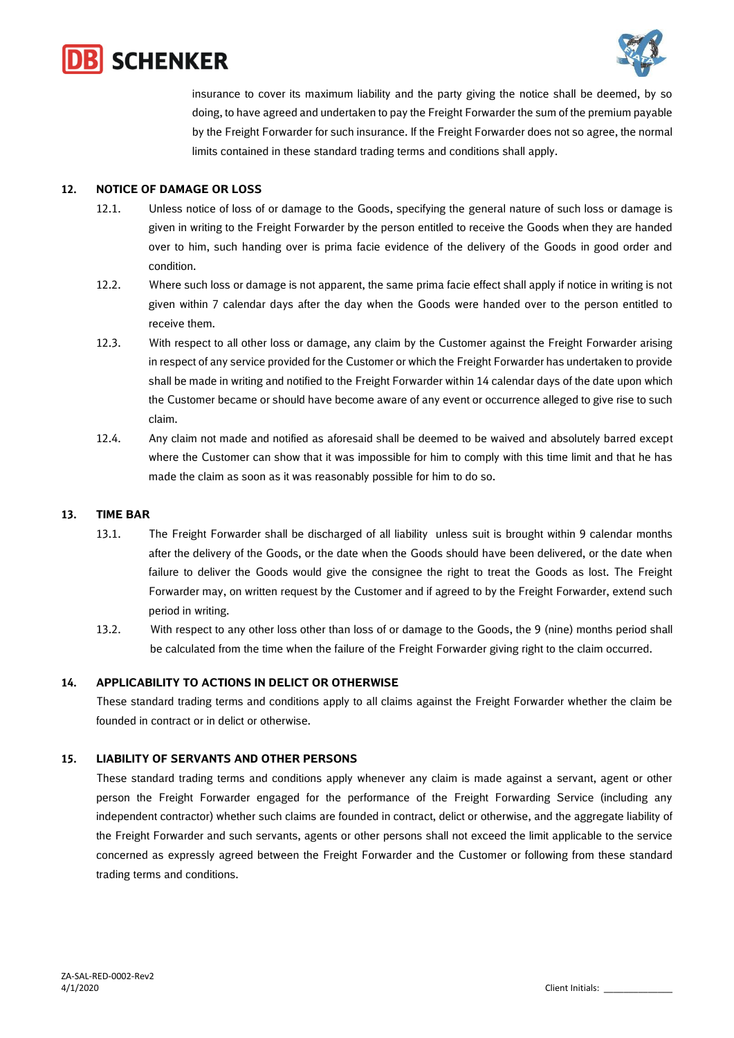insurance to cover its maximum liability and the party giving the notice shall be deemed, by so doing, to have agreed and undertaken to pay the Freight Forwarder the sum of the premium payable by the Freight Forwarder for such insurance. If the Freight Forwarder does not so agree, the normal limits contained in these standard trading terms and conditions shall apply.

## 12. NOTICE OF DAMAGE OR LOSS

12.1. Unless notice of loss of or damage to the Goods, specifying the general nature of such loss or damage is given in writing to the Freight Forwarder by the person entitled to receive the Goods when they are handed over to him, such handing over is prima facie evidence of the delivery of the Goods in good order and condition.

12.2. Where such loss or damage is not apparent, the same prima facie effect shall apply if notice in writing is not given within 7 calendar days after the day when the Goods were handed over to the person entitled to receive them.

12.3. With respect to all other loss or damage, any claim by the Customer against the Freight Forwarder arising in respect of any service provided for the Customer or which the Freight Forwarder has undertaken to provide shall be made in writing and notified to the Freight Forwarder within 14 calendar days of the date upon which the Customer became or should have become aware of any event or occurrence alleged to give rise to such claim.

12.4. Any claim not made and notified as aforesaid shall be deemed to be waived and absolutely barred except where the Customer can show that it was impossible for him to comply with this time limit and that he has made the claim as soon as it was reasonably possible for him to do so.

## 13. TIME BAR

13.1. The Freight Forwarder shall be discharged of all liability unless suit is brought within 9 calendar months after the delivery of the Goods, or the date when the Goods should have been delivered, or the date when failure to deliver the Goods would give the consignee the right to treat the Goods as lost. The Freight Forwarder may, on written request by the Customer and if agreed to by the Freight Forwarder, extend such period in writing.

13.2. With respect to any other loss other than loss of or damage to the Goods, the 9 (nine) months period shall be calculated from the time when the failure of the Freight Forwarder giving right to the claim occurred.

## 14. APPLICABILITY TO ACTIONS IN DELICT OR OTHERWISE

These standard trading terms and conditions apply to all claims against the Freight Forwarder whether the claim be founded in contract or in delict or otherwise.

## 15. LIABILITY OF SERVANTS AND OTHER PERSONS

These standard trading terms and conditions apply whenever any claim is made against a servant, agent or other person the Freight Forwarder engaged for the performance of the Freight Forwarding Service (including any independent contractor) whether such claims are founded in contract, delict or otherwise, and the aggregate liability of the Freight Forwarder and such servants, agents or other persons shall not exceed the limit applicable to the service concerned as expressly agreed between the Freight Forwarder and the Customer or following from these standard trading terms and conditions.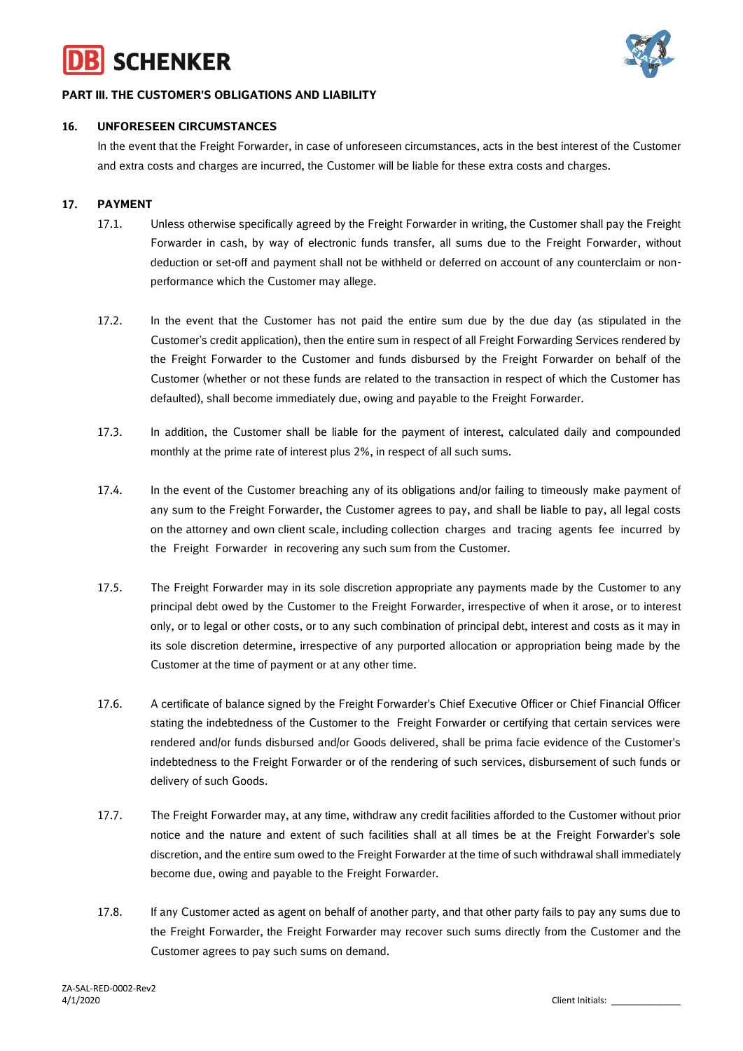## PART III. THE CUSTOMER'S OBLIGATIONS AND LIABILITY

### 16. UNFORESEEN CIRCUMSTANCES

In the event that the Freight Forwarder, in case of unforeseen circumstances, acts in the best interest of the Customer and extra costs and charges are incurred, the Customer will be liable for these extra costs and charges.

### 17. PAYMENT

17.1. Unless otherwise specifically agreed by the Freight Forwarder in writing, the Customer shall pay the Freight Forwarder in cash, by way of electronic funds transfer, all sums due to the Freight Forwarder, without deduction or set-off and payment shall not be withheld or deferred on account of any counterclaim or non-performance which the Customer may allege.

17.2. In the event that the Customer has not paid the entire sum due by the due day (as stipulated in the Customer's credit application), then the entire sum in respect of all Freight Forwarding Services rendered by the Freight Forwarder to the Customer and funds disbursed by the Freight Forwarder on behalf of the Customer (whether or not these funds are related to the transaction in respect of which the Customer has defaulted), shall become immediately due, owing and payable to the Freight Forwarder.

17.3. In addition, the Customer shall be liable for the payment of interest, calculated daily and compounded monthly at the prime rate of interest plus 2%, in respect of all such sums.

17.4. In the event of the Customer breaching any of its obligations and/or failing to timeously make payment of any sum to the Freight Forwarder, the Customer agrees to pay, and shall be liable to pay, all legal costs on the attorney and own client scale, including collection charges and tracing agents fee incurred by the Freight Forwarder in recovering any such sum from the Customer.

17.5. The Freight Forwarder may in its sole discretion appropriate any payments made by the Customer to any principal debt owed by the Customer to the Freight Forwarder, irrespective of when it arose, or to interest only, or to legal or other costs, or to any such combination of principal debt, interest and costs as it may in its sole discretion determine, irrespective of any purported allocation or appropriation being made by the Customer at the time of payment or at any other time.

17.6. A certificate of balance signed by the Freight Forwarder's Chief Executive Officer or Chief Financial Officer stating the indebtedness of the Customer to the Freight Forwarder or certifying that certain services were rendered and/or funds disbursed and/or Goods delivered, shall be prima facie evidence of the Customer's indebtedness to the Freight Forwarder or of the rendering of such services, disbursement of such funds or delivery of such Goods.

17.7. The Freight Forwarder may, at any time, withdraw any credit facilities afforded to the Customer without prior notice and the nature and extent of such facilities shall at all times be at the Freight Forwarder's sole discretion, and the entire sum owed to the Freight Forwarder at the time of such withdrawal shall immediately become due, owing and payable to the Freight Forwarder.

17.8. If any Customer acted as agent on behalf of another party, and that other party fails to pay any sums due to the Freight Forwarder, the Freight Forwarder may recover such sums directly from the Customer and the Customer agrees to pay such sums on demand.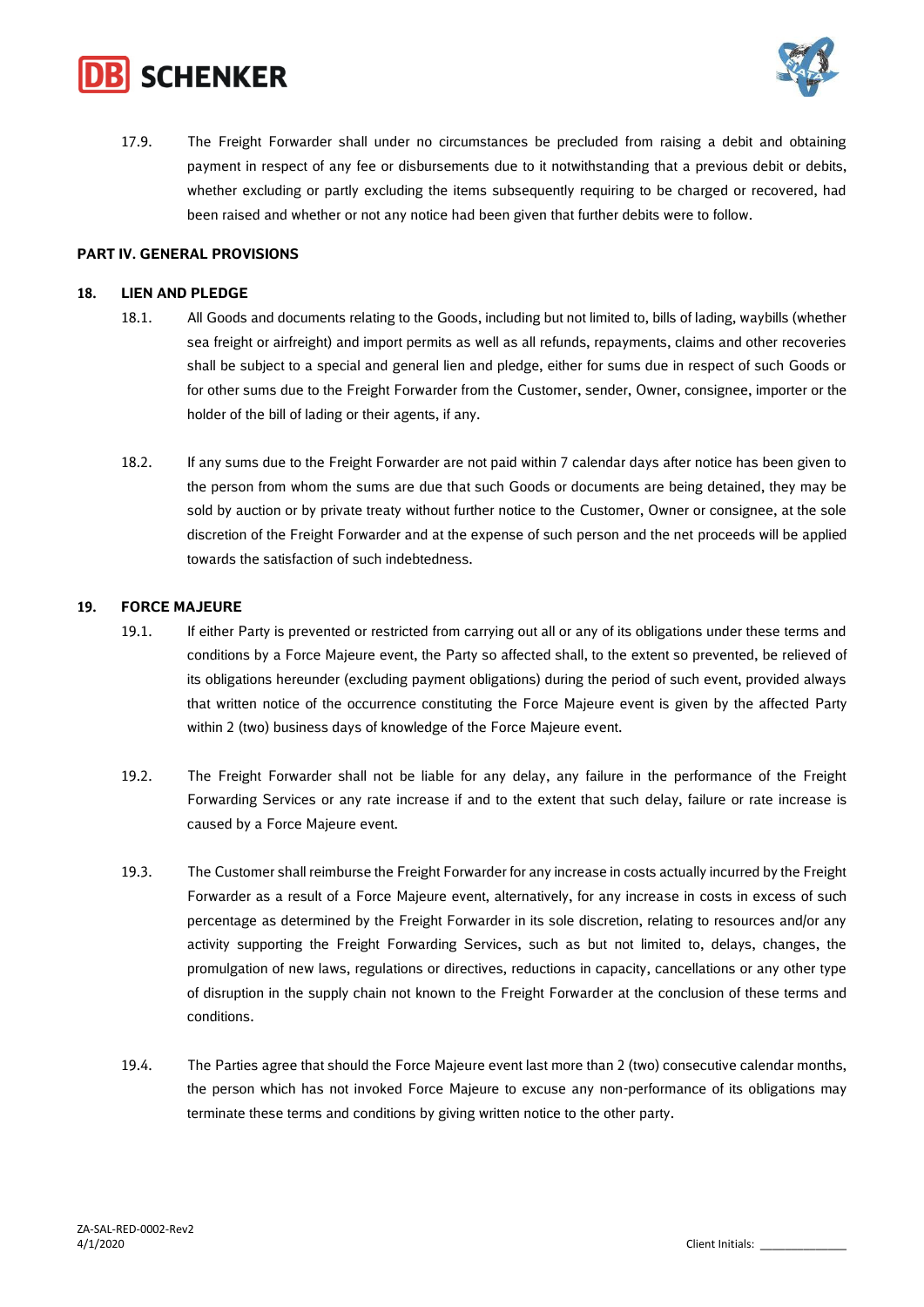17.9. The Freight Forwarder shall under no circumstances be precluded from raising a debit and obtaining payment in respect of any fee or disbursements due to it notwithstanding that a previous debit or debits, whether excluding or partly excluding the items subsequently requiring to be charged or recovered, had been raised and whether or not any notice had been given that further debits were to follow.

**PART IV. GENERAL PROVISIONS**

**18. LIEN AND PLEDGE**

18.1. All Goods and documents relating to the Goods, including but not limited to, bills of lading, waybills (whether sea freight or airfreight) and import permits as well as all refunds, repayments, claims and other recoveries shall be subject to a special and general lien and pledge, either for sums due in respect of such Goods or for other sums due to the Freight Forwarder from the Customer, sender, Owner, consignee, importer or the holder of the bill of lading or their agents, if any.

18.2. If any sums due to the Freight Forwarder are not paid within 7 calendar days after notice has been given to the person from whom the sums are due that such Goods or documents are being detained, they may be sold by auction or by private treaty without further notice to the Customer, Owner or consignee, at the sole discretion of the Freight Forwarder and at the expense of such person and the net proceeds will be applied towards the satisfaction of such indebtedness.

**19. FORCE MAJEURE**

19.1. If either Party is prevented or restricted from carrying out all or any of its obligations under these terms and conditions by a Force Majeure event, the Party so affected shall, to the extent so prevented, be relieved of its obligations hereunder (excluding payment obligations) during the period of such event, provided always that written notice of the occurrence constituting the Force Majeure event is given by the affected Party within 2 (two) business days of knowledge of the Force Majeure event.

19.2. The Freight Forwarder shall not be liable for any delay, any failure in the performance of the Freight Forwarding Services or any rate increase if and to the extent that such delay, failure or rate increase is caused by a Force Majeure event.

19.3. The Customer shall reimburse the Freight Forwarder for any increase in costs actually incurred by the Freight Forwarder as a result of a Force Majeure event, alternatively, for any increase in costs in excess of such percentage as determined by the Freight Forwarder in its sole discretion, relating to resources and/or any activity supporting the Freight Forwarding Services, such as but not limited to, delays, changes, the promulgation of new laws, regulations or directives, reductions in capacity, cancellations or any other type of disruption in the supply chain not known to the Freight Forwarder at the conclusion of these terms and conditions.

19.4. The Parties agree that should the Force Majeure event last more than 2 (two) consecutive calendar months, the person which has not invoked Force Majeure to excuse any non-performance of its obligations may terminate these terms and conditions by giving written notice to the other party.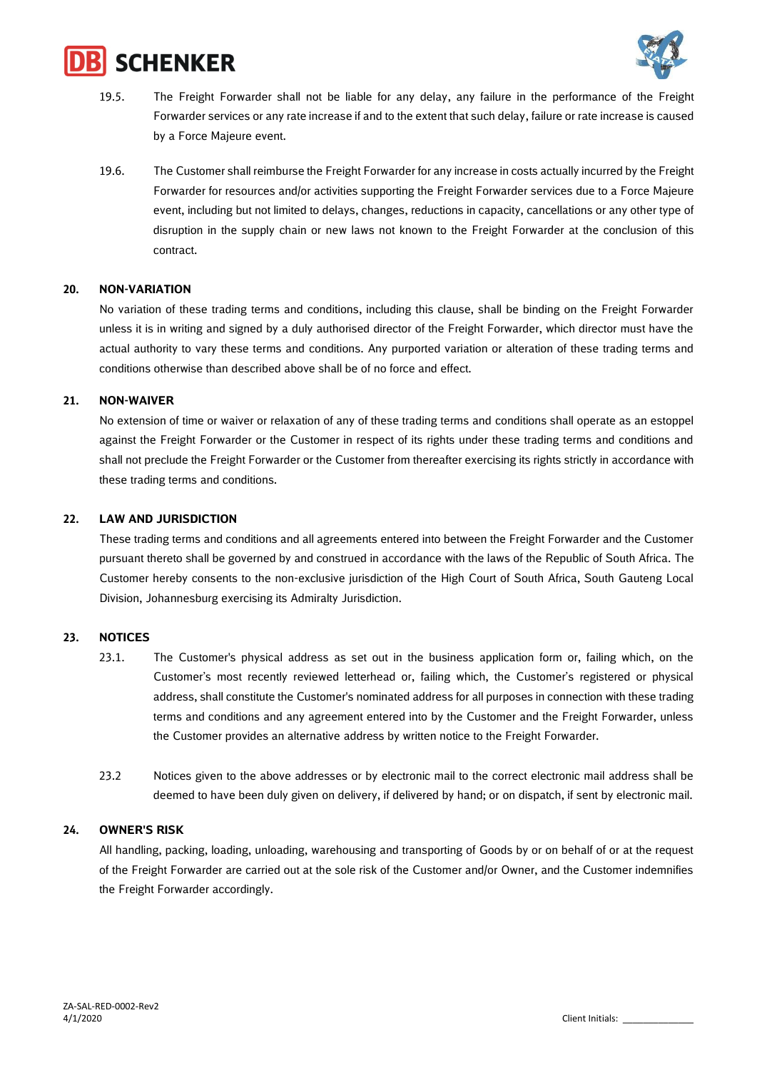19.5. The Freight Forwarder shall not be liable for any delay, any failure in the performance of the Freight Forwarder services or any rate increase if and to the extent that such delay, failure or rate increase is caused by a Force Majeure event.

19.6. The Customer shall reimburse the Freight Forwarder for any increase in costs actually incurred by the Freight Forwarder for resources and/or activities supporting the Freight Forwarder services due to a Force Majeure event, including but not limited to delays, changes, reductions in capacity, cancellations or any other type of disruption in the supply chain or new laws not known to the Freight Forwarder at the conclusion of this contract.

## 20. NON-VARIATION

No variation of these trading terms and conditions, including this clause, shall be binding on the Freight Forwarder unless it is in writing and signed by a duly authorised director of the Freight Forwarder, which director must have the actual authority to vary these terms and conditions. Any purported variation or alteration of these trading terms and conditions otherwise than described above shall be of no force and effect.

## 21. NON-WAIVER

No extension of time or waiver or relaxation of any of these trading terms and conditions shall operate as an estoppel against the Freight Forwarder or the Customer in respect of its rights under these trading terms and conditions and shall not preclude the Freight Forwarder or the Customer from thereafter exercising its rights strictly in accordance with these trading terms and conditions.

## 22. LAW AND JURISDICTION

These trading terms and conditions and all agreements entered into between the Freight Forwarder and the Customer pursuant thereto shall be governed by and construed in accordance with the laws of the Republic of South Africa. The Customer hereby consents to the non-exclusive jurisdiction of the High Court of South Africa, South Gauteng Local Division, Johannesburg exercising its Admiralty Jurisdiction.

## 23. NOTICES

23.1. The Customer's physical address as set out in the business application form or, failing which, on the Customer's most recently reviewed letterhead or, failing which, the Customer's registered or physical address, shall constitute the Customer's nominated address for all purposes in connection with these trading terms and conditions and any agreement entered into by the Customer and the Freight Forwarder, unless the Customer provides an alternative address by written notice to the Freight Forwarder.

23.2 Notices given to the above addresses or by electronic mail to the correct electronic mail address shall be deemed to have been duly given on delivery, if delivered by hand; or on dispatch, if sent by electronic mail.

## 24. OWNER'S RISK

All handling, packing, loading, unloading, warehousing and transporting of Goods by or on behalf of or at the request of the Freight Forwarder are carried out at the sole risk of the Customer and/or Owner, and the Customer indemnifies the Freight Forwarder accordingly.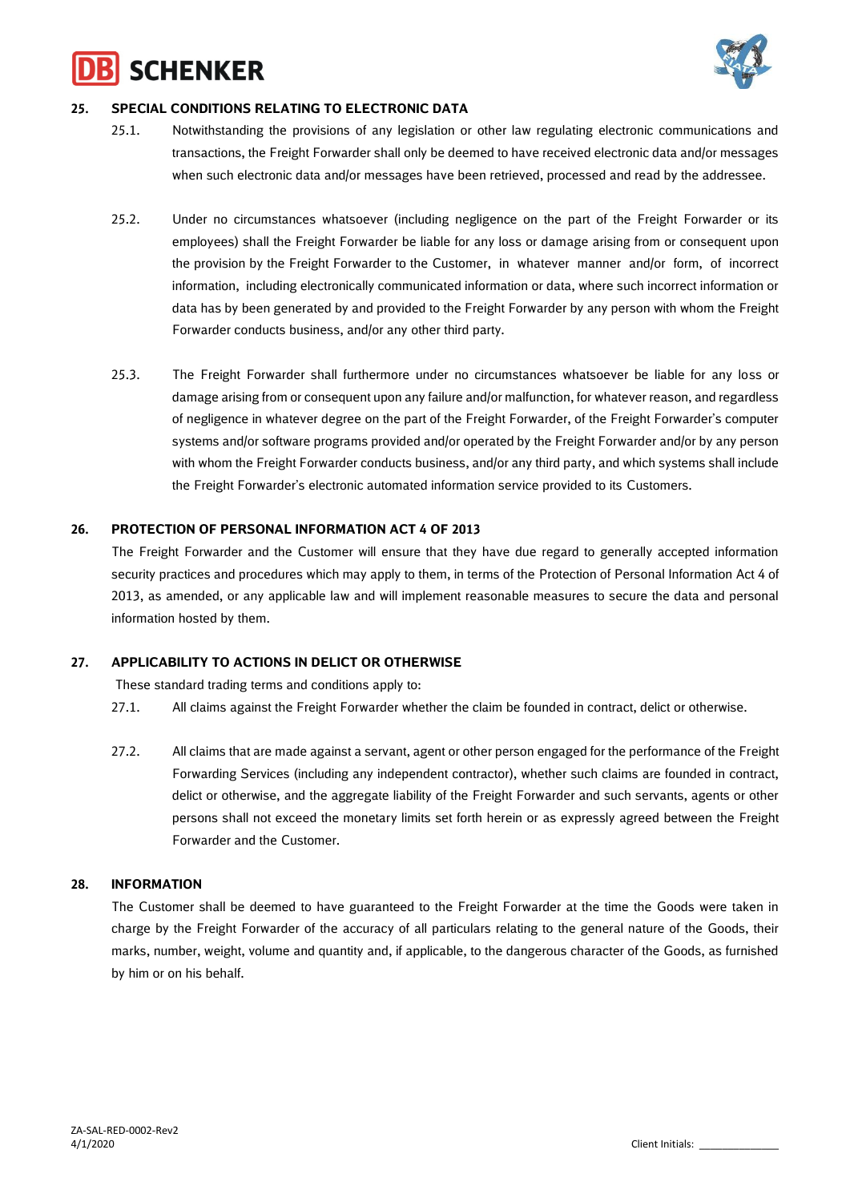## 25. SPECIAL CONDITIONS RELATING TO ELECTRONIC DATA

25.1. Notwithstanding the provisions of any legislation or other law regulating electronic communications and transactions, the Freight Forwarder shall only be deemed to have received electronic data and/or messages when such electronic data and/or messages have been retrieved, processed and read by the addressee.

25.2. Under no circumstances whatsoever (including negligence on the part of the Freight Forwarder or its employees) shall the Freight Forwarder be liable for any loss or damage arising from or consequent upon the provision by the Freight Forwarder to the Customer, in whatever manner and/or form, of incorrect information, including electronically communicated information or data, where such incorrect information or data has by been generated by and provided to the Freight Forwarder by any person with whom the Freight Forwarder conducts business, and/or any other third party.

25.3. The Freight Forwarder shall furthermore under no circumstances whatsoever be liable for any loss or damage arising from or consequent upon any failure and/or malfunction, for whatever reason, and regardless of negligence in whatever degree on the part of the Freight Forwarder, of the Freight Forwarder's computer systems and/or software programs provided and/or operated by the Freight Forwarder and/or by any person with whom the Freight Forwarder conducts business, and/or any third party, and which systems shall include the Freight Forwarder's electronic automated information service provided to its Customers.

## 26. PROTECTION OF PERSONAL INFORMATION ACT 4 OF 2013

The Freight Forwarder and the Customer will ensure that they have due regard to generally accepted information security practices and procedures which may apply to them, in terms of the Protection of Personal Information Act 4 of 2013, as amended, or any applicable law and will implement reasonable measures to secure the data and personal information hosted by them.

## 27. APPLICABILITY TO ACTIONS IN DELICT OR OTHERWISE

These standard trading terms and conditions apply to:

27.1. All claims against the Freight Forwarder whether the claim be founded in contract, delict or otherwise.

27.2. All claims that are made against a servant, agent or other person engaged for the performance of the Freight Forwarding Services (including any independent contractor), whether such claims are founded in contract, delict or otherwise, and the aggregate liability of the Freight Forwarder and such servants, agents or other persons shall not exceed the monetary limits set forth herein or as expressly agreed between the Freight Forwarder and the Customer.

## 28. INFORMATION

The Customer shall be deemed to have guaranteed to the Freight Forwarder at the time the Goods were taken in charge by the Freight Forwarder of the accuracy of all particulars relating to the general nature of the Goods, their marks, number, weight, volume and quantity and, if applicable, to the dangerous character of the Goods, as furnished by him or on his behalf.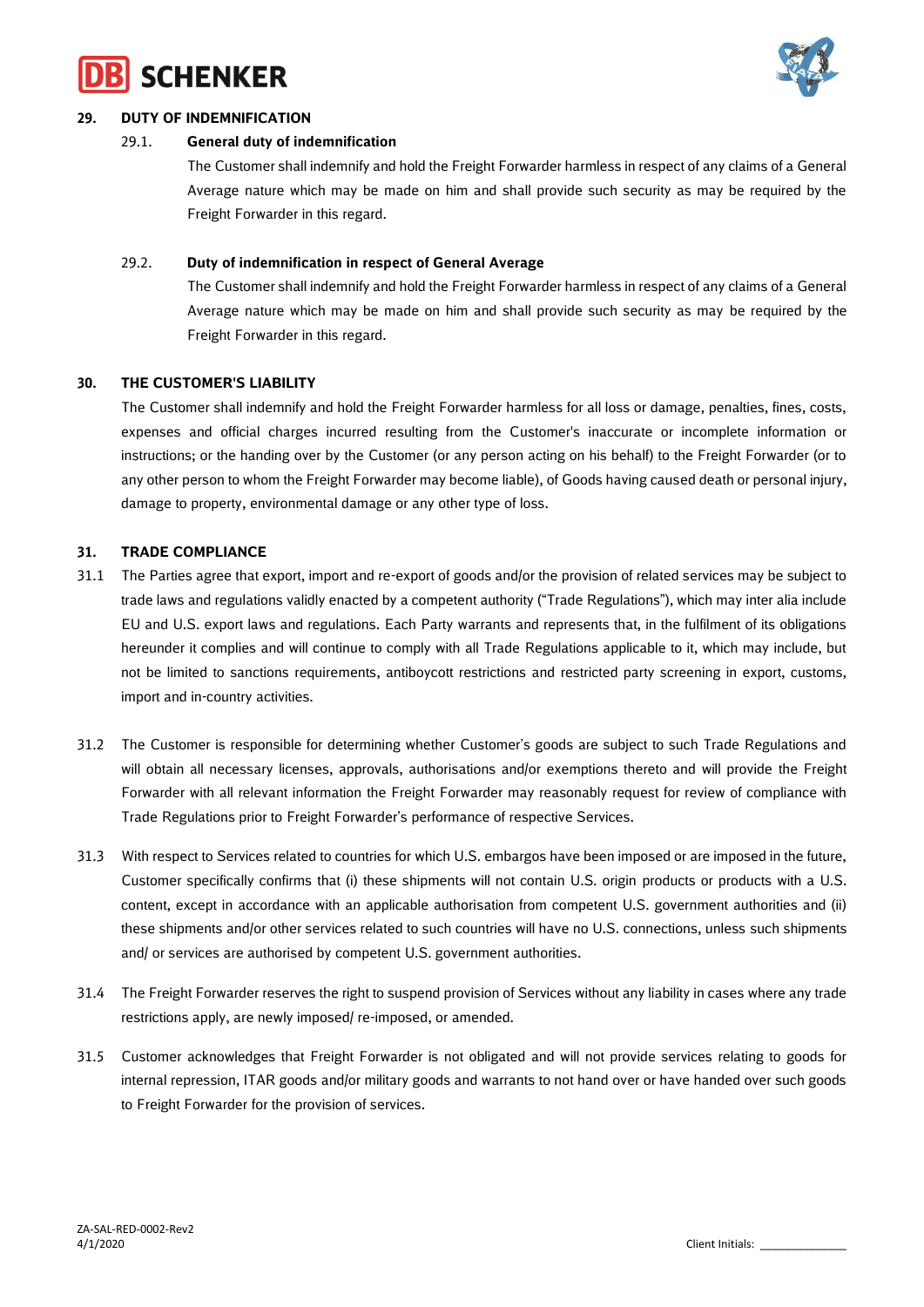## 29. DUTY OF INDEMNIFICATION

### 29.1. General duty of indemnification

The Customer shall indemnify and hold the Freight Forwarder harmless in respect of any claims of a General Average nature which may be made on him and shall provide such security as may be required by the Freight Forwarder in this regard.

### 29.2. Duty of indemnification in respect of General Average

The Customer shall indemnify and hold the Freight Forwarder harmless in respect of any claims of a General Average nature which may be made on him and shall provide such security as may be required by the Freight Forwarder in this regard.

## 30. THE CUSTOMER'S LIABILITY

The Customer shall indemnify and hold the Freight Forwarder harmless for all loss or damage, penalties, fines, costs, expenses and official charges incurred resulting from the Customer's inaccurate or incomplete information or instructions; or the handing over by the Customer (or any person acting on his behalf) to the Freight Forwarder (or to any other person to whom the Freight Forwarder may become liable), of Goods having caused death or personal injury, damage to property, environmental damage or any other type of loss.

## 31. TRADE COMPLIANCE

31.1 The Parties agree that export, import and re-export of goods and/or the provision of related services may be subject to trade laws and regulations validly enacted by a competent authority ("Trade Regulations"), which may inter alia include EU and U.S. export laws and regulations. Each Party warrants and represents that, in the fulfilment of its obligations hereunder it complies and will continue to comply with all Trade Regulations applicable to it, which may include, but not be limited to sanctions requirements, antiboycott restrictions and restricted party screening in export, customs, import and in-country activities.

31.2 The Customer is responsible for determining whether Customer's goods are subject to such Trade Regulations and will obtain all necessary licenses, approvals, authorisations and/or exemptions thereto and will provide the Freight Forwarder with all relevant information the Freight Forwarder may reasonably request for review of compliance with Trade Regulations prior to Freight Forwarder's performance of respective Services.

31.3 With respect to Services related to countries for which U.S. embargos have been imposed or are imposed in the future, Customer specifically confirms that (i) these shipments will not contain U.S. origin products or products with a U.S. content, except in accordance with an applicable authorisation from competent U.S. government authorities and (ii) these shipments and/or other services related to such countries will have no U.S. connections, unless such shipments and/ or services are authorised by competent U.S. government authorities.

31.4 The Freight Forwarder reserves the right to suspend provision of Services without any liability in cases where any trade restrictions apply, are newly imposed/ re-imposed, or amended.

31.5 Customer acknowledges that Freight Forwarder is not obligated and will not provide services relating to goods for internal repression, ITAR goods and/or military goods and warrants to not hand over or have handed over such goods to Freight Forwarder for the provision of services.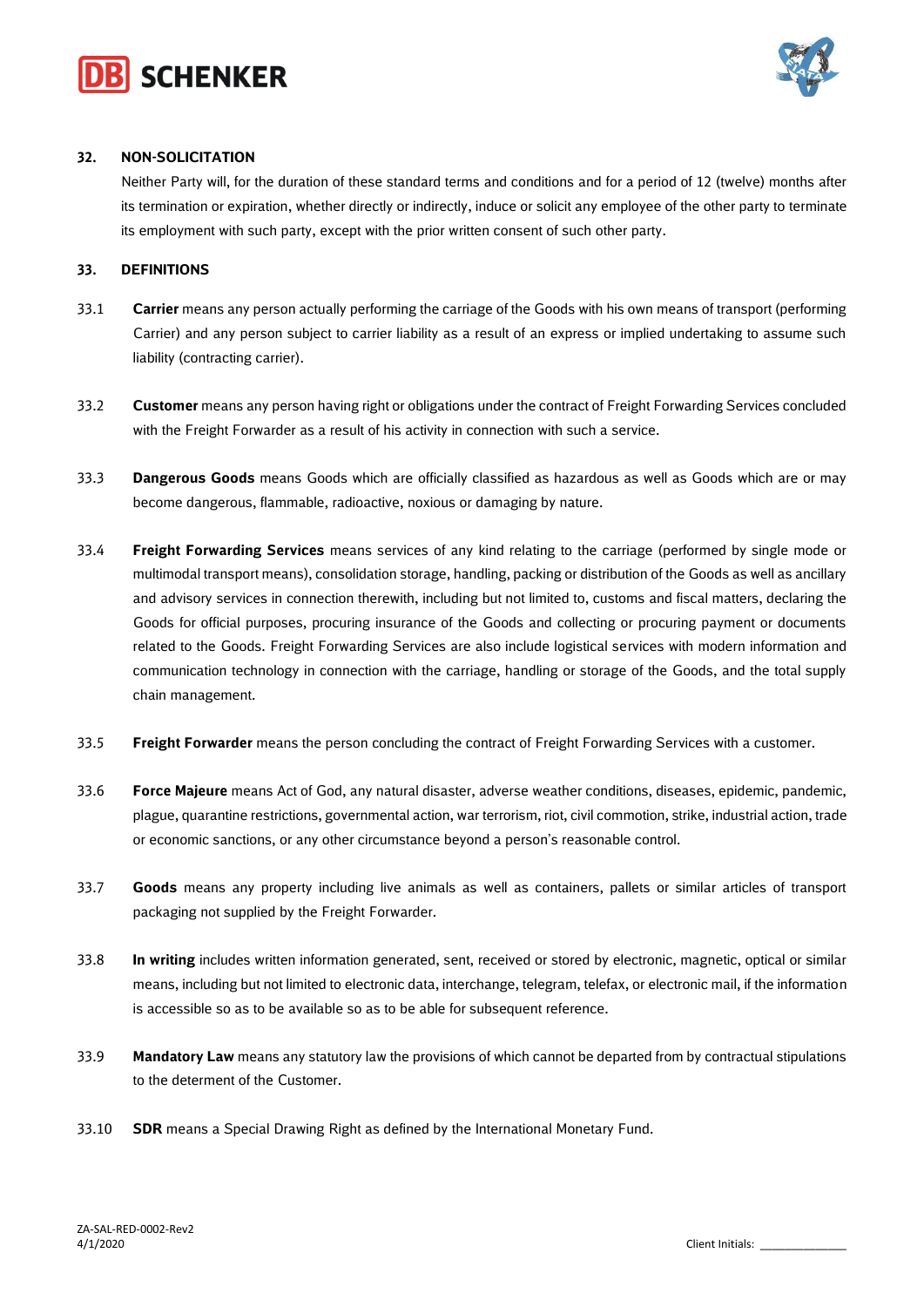## 32. NON-SOLICITATION

Neither Party will, for the duration of these standard terms and conditions and for a period of 12 (twelve) months after its termination or expiration, whether directly or indirectly, induce or solicit any employee of the other party to terminate its employment with such party, except with the prior written consent of such other party.

## 33. DEFINITIONS

33.1 **Carrier** means any person actually performing the carriage of the Goods with his own means of transport (performing Carrier) and any person subject to carrier liability as a result of an express or implied undertaking to assume such liability (contracting carrier).

33.2 **Customer** means any person having right or obligations under the contract of Freight Forwarding Services concluded with the Freight Forwarder as a result of his activity in connection with such a service.

33.3 **Dangerous Goods** means Goods which are officially classified as hazardous as well as Goods which are or may become dangerous, flammable, radioactive, noxious or damaging by nature.

33.4 **Freight Forwarding Services** means services of any kind relating to the carriage (performed by single mode or multimodal transport means), consolidation storage, handling, packing or distribution of the Goods as well as ancillary and advisory services in connection therewith, including but not limited to, customs and fiscal matters, declaring the Goods for official purposes, procuring insurance of the Goods and collecting or procuring payment or documents related to the Goods. Freight Forwarding Services are also include logistical services with modern information and communication technology in connection with the carriage, handling or storage of the Goods, and the total supply chain management.

33.5 **Freight Forwarder** means the person concluding the contract of Freight Forwarding Services with a customer.

33.6 **Force Majeure** means Act of God, any natural disaster, adverse weather conditions, diseases, epidemic, pandemic, plague, quarantine restrictions, governmental action, war terrorism, riot, civil commotion, strike, industrial action, trade or economic sanctions, or any other circumstance beyond a person's reasonable control.

33.7 **Goods** means any property including live animals as well as containers, pallets or similar articles of transport packaging not supplied by the Freight Forwarder.

33.8 **In writing** includes written information generated, sent, received or stored by electronic, magnetic, optical or similar means, including but not limited to electronic data, interchange, telegram, telefax, or electronic mail, if the information is accessible so as to be available so as to be able for subsequent reference.

33.9 **Mandatory Law** means any statutory law the provisions of which cannot be departed from by contractual stipulations to the determent of the Customer.

33.10 **SDR** means a Special Drawing Right as defined by the International Monetary Fund.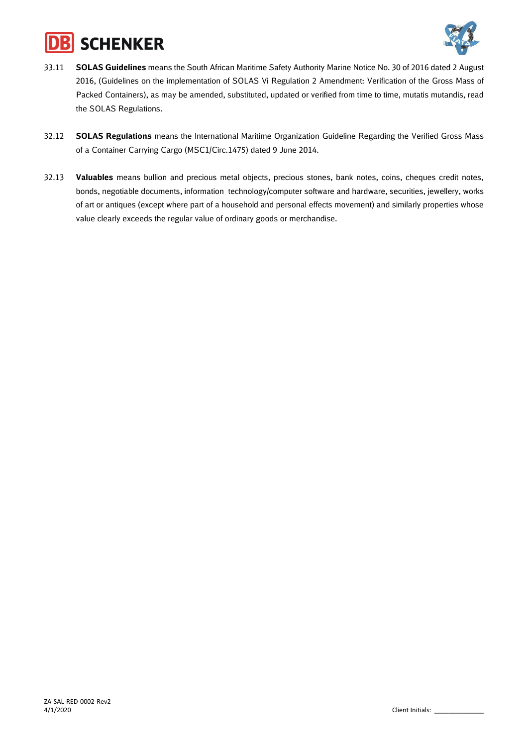33.11 **SOLAS Guidelines** means the South African Maritime Safety Authority Marine Notice No. 30 of 2016 dated 2 August 2016, (Guidelines on the implementation of SOLAS Vi Regulation 2 Amendment: Verification of the Gross Mass of Packed Containers), as may be amended, substituted, updated or verified from time to time, mutatis mutandis, read the SOLAS Regulations.

32.12 **SOLAS Regulations** means the International Maritime Organization Guideline Regarding the Verified Gross Mass of a Container Carrying Cargo (MSC1/Circ.1475) dated 9 June 2014.

32.13 **Valuables** means bullion and precious metal objects, precious stones, bank notes, coins, cheques credit notes, bonds, negotiable documents, information technology/computer software and hardware, securities, jewellery, works of art or antiques (except where part of a household and personal effects movement) and similarly properties whose value clearly exceeds the regular value of ordinary goods or merchandise.

ZA-SAL-RED-0002-Rev2
4/1/2020

Client Initials: ______________